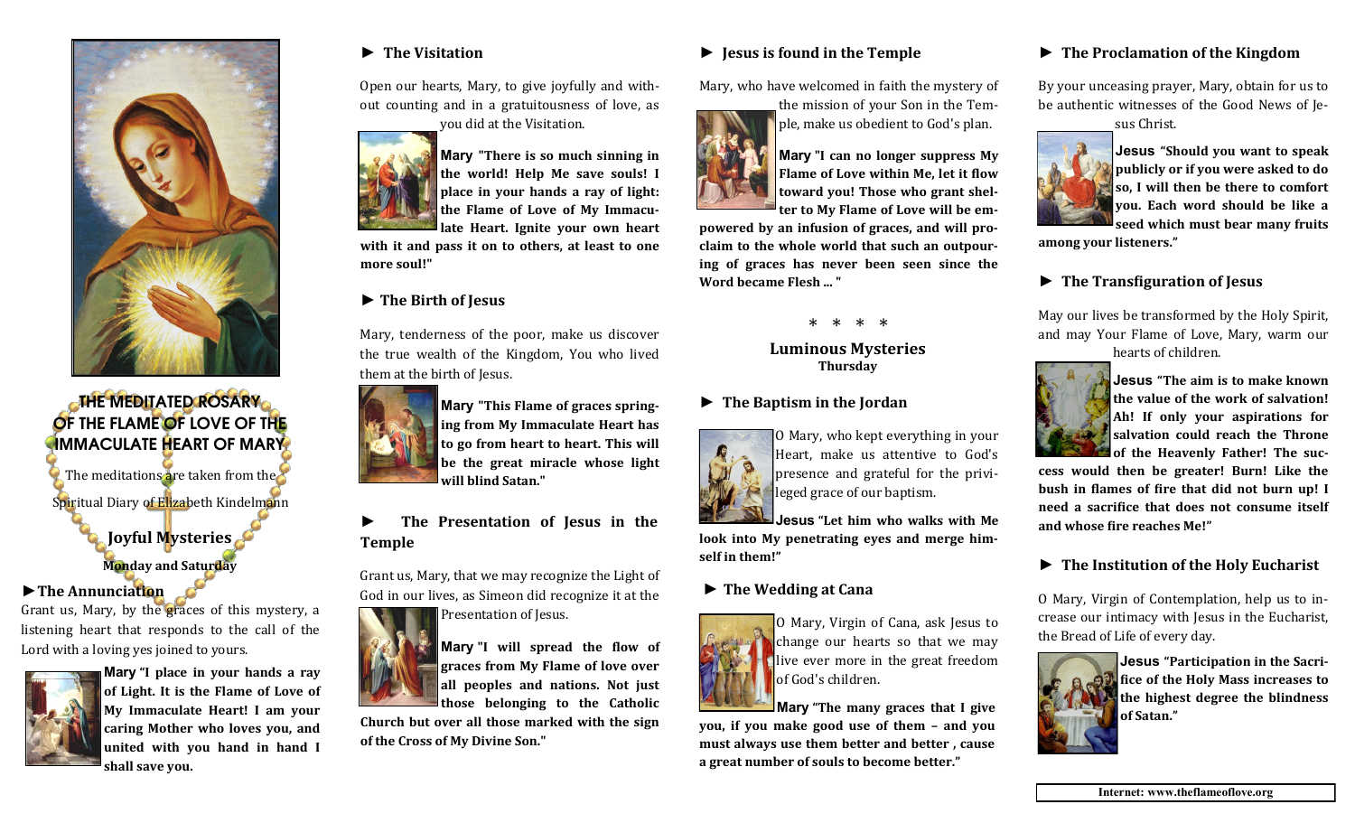# THE MEDITATED ROSARY OF THE FLAME OF LOVE OF THE IMMACULATE HEART OF MARY

The meditations are taken from the Spiritual Diary of Elizabeth Kindelmann

## Joyful Mysteries

**Monday and Saturday**

### ► The Annunciation

Grant us, Mary, by the graces of this mystery, a listening heart that responds to the call of the Lord with a loving yes joined to yours.

**Mary "I place in your hands a ray of Light. It is the Flame of Love of My Immaculate Heart! I am your caring Mother who loves you, and united with you hand in hand I shall save you.**

### ► The Visitation

Open our hearts, Mary, to give joyfully and without counting and in a gratuitousness of love, as you did at the Visitation.

**Mary "There is so much sinning in the world! Help Me save souls! I place in your hands a ray of light: the Flame of Love of My Immaculate Heart. Ignite your own heart with it and pass it on to others, at least to one more soul!"**

### ► The Birth of Jesus

Mary, tenderness of the poor, make us discover the true wealth of the Kingdom, You who lived them at the birth of Jesus.

**Mary "This Flame of graces springing from My Immaculate Heart has to go from heart to heart. This will be the great miracle whose light will blind Satan."**

### ► The Presentation of Jesus in the Temple

Grant us, Mary, that we may recognize the Light of God in our lives, as Simeon did recognize it at the Presentation of Jesus.

**Mary "I will spread the flow of graces from My Flame of love over all peoples and nations. Not just those belonging to the Catholic Church but over all those marked with the sign of the Cross of My Divine Son."**

### ► Jesus is found in the Temple

Mary, who have welcomed in faith the mystery of the mission of your Son in the Temple, make us obedient to God's plan.

**Mary "I can no longer suppress My Flame of Love within Me, let it flow toward you! Those who grant shelter to My Flame of Love will be empowered by an infusion of graces, and will proclaim to the whole world that such an outpouring of graces has never been seen since the Word became Flesh ... "**

\* \* \* \*

## Luminous Mysteries

**Thursday**

### ► The Baptism in the Jordan

O Mary, who kept everything in your Heart, make us attentive to God's presence and grateful for the privileged grace of our baptism.

**Jesus "Let him who walks with Me look into My penetrating eyes and merge himself in them!"**

### ► The Wedding at Cana

O Mary, Virgin of Cana, ask Jesus to change our hearts so that we may live ever more in the great freedom of God's children.

**Mary "The many graces that I give you, if you make good use of them – and you must always use them better and better , cause a great number of souls to become better."**

### ► The Proclamation of the Kingdom

By your unceasing prayer, Mary, obtain for us to be authentic witnesses of the Good News of Jesus Christ.

**Jesus "Should you want to speak publicly or if you were asked to do so, I will then be there to comfort you. Each word should be like a seed which must bear many fruits among your listeners."**

### ► The Transfiguration of Jesus

May our lives be transformed by the Holy Spirit, and may Your Flame of Love, Mary, warm our hearts of children.

**Jesus "The aim is to make known the value of the work of salvation! Ah! If only your aspirations for salvation could reach the Throne of the Heavenly Father! The success would then be greater! Burn! Like the bush in flames of fire that did not burn up! I need a sacrifice that does not consume itself and whose fire reaches Me!"**

### ► The Institution of the Holy Eucharist

O Mary, Virgin of Contemplation, help us to increase our intimacy with Jesus in the Eucharist, the Bread of Life of every day.

**Jesus "Participation in the Sacrifice of the Holy Mass increases to the highest degree the blindness of Satan."**

**Internet: www.theflameoflove.org**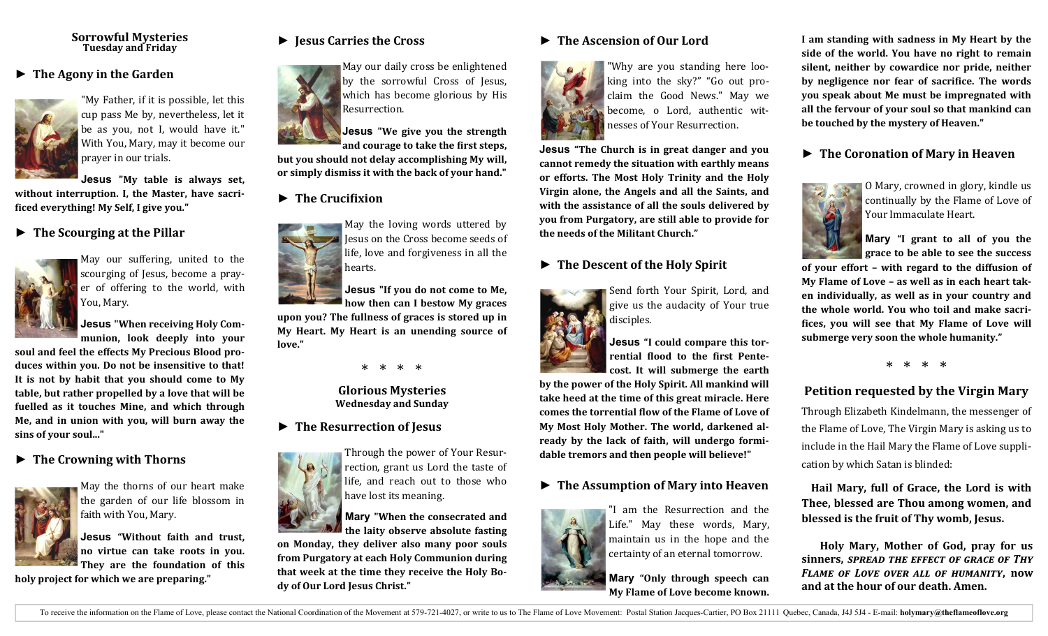## Sorrowful Mysteries
**Tuesday and Friday**

### ► The Agony in the Garden

"My Father, if it is possible, let this cup pass Me by, nevertheless, let it be as you, not I, would have it." With You, Mary, may it become our prayer in our trials.

**Jesus "My table is always set, without interruption. I, the Master, have sacrificed everything! My Self, I give you."**

### ► The Scourging at the Pillar

May our suffering, united to the scourging of Jesus, become a prayer of offering to the world, with You, Mary.

**Jesus "When receiving Holy Communion, look deeply into your soul and feel the effects My Precious Blood produces within you. Do not be insensitive to that! It is not by habit that you should come to My table, but rather propelled by a love that will be fuelled as it touches Mine, and which through Me, and in union with you, will burn away the sins of your soul..."**

### ► The Crowning with Thorns

May the thorns of our heart make the garden of our life blossom in faith with You, Mary.

**Jesus "Without faith and trust, no virtue can take roots in you. They are the foundation of this holy project for which we are preparing."**

### ► Jesus Carries the Cross

May our daily cross be enlightened by the sorrowful Cross of Jesus, which has become glorious by His Resurrection.

**Jesus "We give you the strength and courage to take the first steps, but you should not delay accomplishing My will, or simply dismiss it with the back of your hand."**

### ► The Crucifixion

May the loving words uttered by Jesus on the Cross become seeds of life, love and forgiveness in all the hearts.

**Jesus "If you do not come to Me, how then can I bestow My graces upon you? The fullness of graces is stored up in My Heart. My Heart is an unending source of love."**

\* \* \* \*

## Glorious Mysteries
**Wednesday and Sunday**

### ► The Resurrection of Jesus

Through the power of Your Resurrection, grant us Lord the taste of life, and reach out to those who have lost its meaning.

**Mary "When the consecrated and the laity observe absolute fasting on Monday, they deliver also many poor souls from Purgatory at each Holy Communion during that week at the time they receive the Holy Body of Our Lord Jesus Christ."**

### ► The Ascension of Our Lord

"Why are you standing here looking into the sky?" "Go out proclaim the Good News." May we become, o Lord, authentic witnesses of Your Resurrection.

**Jesus "The Church is in great danger and you cannot remedy the situation with earthly means or efforts. The Most Holy Trinity and the Holy Virgin alone, the Angels and all the Saints, and with the assistance of all the souls delivered by you from Purgatory, are still able to provide for the needs of the Militant Church."**

### ► The Descent of the Holy Spirit

Send forth Your Spirit, Lord, and give us the audacity of Your true disciples.

**Jesus "I could compare this torrential flood to the first Pentecost. It will submerge the earth by the power of the Holy Spirit. All mankind will take heed at the time of this great miracle. Here comes the torrential flow of the Flame of Love of My Most Holy Mother. The world, darkened already by the lack of faith, will undergo formidable tremors and then people will believe!"**

### ► The Assumption of Mary into Heaven

"I am the Resurrection and the Life." May these words, Mary, maintain us in the hope and the certainty of an eternal tomorrow.

**Mary "Only through speech can My Flame of Love become known. I am standing with sadness in My Heart by the side of the world. You have no right to remain silent, neither by cowardice nor pride, neither by negligence nor fear of sacrifice. The words you speak about Me must be impregnated with all the fervour of your soul so that mankind can be touched by the mystery of Heaven."**

### ► The Coronation of Mary in Heaven

O Mary, crowned in glory, kindle us continually by the Flame of Love of Your Immaculate Heart.

**Mary "I grant to all of you the grace to be able to see the success of your effort – with regard to the diffusion of My Flame of Love – as well as in each heart taken individually, as well as in your country and the whole world. You who toil and make sacrifices, you will see that My Flame of Love will submerge very soon the whole humanity."**

\* \* \* \*

## Petition requested by the Virgin Mary

Through Elizabeth Kindelmann, the messenger of the Flame of Love, The Virgin Mary is asking us to include in the Hail Mary the Flame of Love supplication by which Satan is blinded:

**Hail Mary, full of Grace, the Lord is with Thee, blessed are Thou among women, and blessed is the fruit of Thy womb, Jesus.**

**Holy Mary, Mother of God, pray for us sinners, *SPREAD THE EFFECT OF GRACE OF THY FLAME OF LOVE OVER ALL OF HUMANITY*, now and at the hour of our death. Amen.**

To receive the information on the Flame of Love, please contact the National Coordination of the Movement at 579-721-4027, or write to us to The Flame of Love Movement: Postal Station Jacques-Cartier, PO Box 21111 Quebec, Canada, J4J 5J4 - E-mail: **holymary@theflameoflove.org**